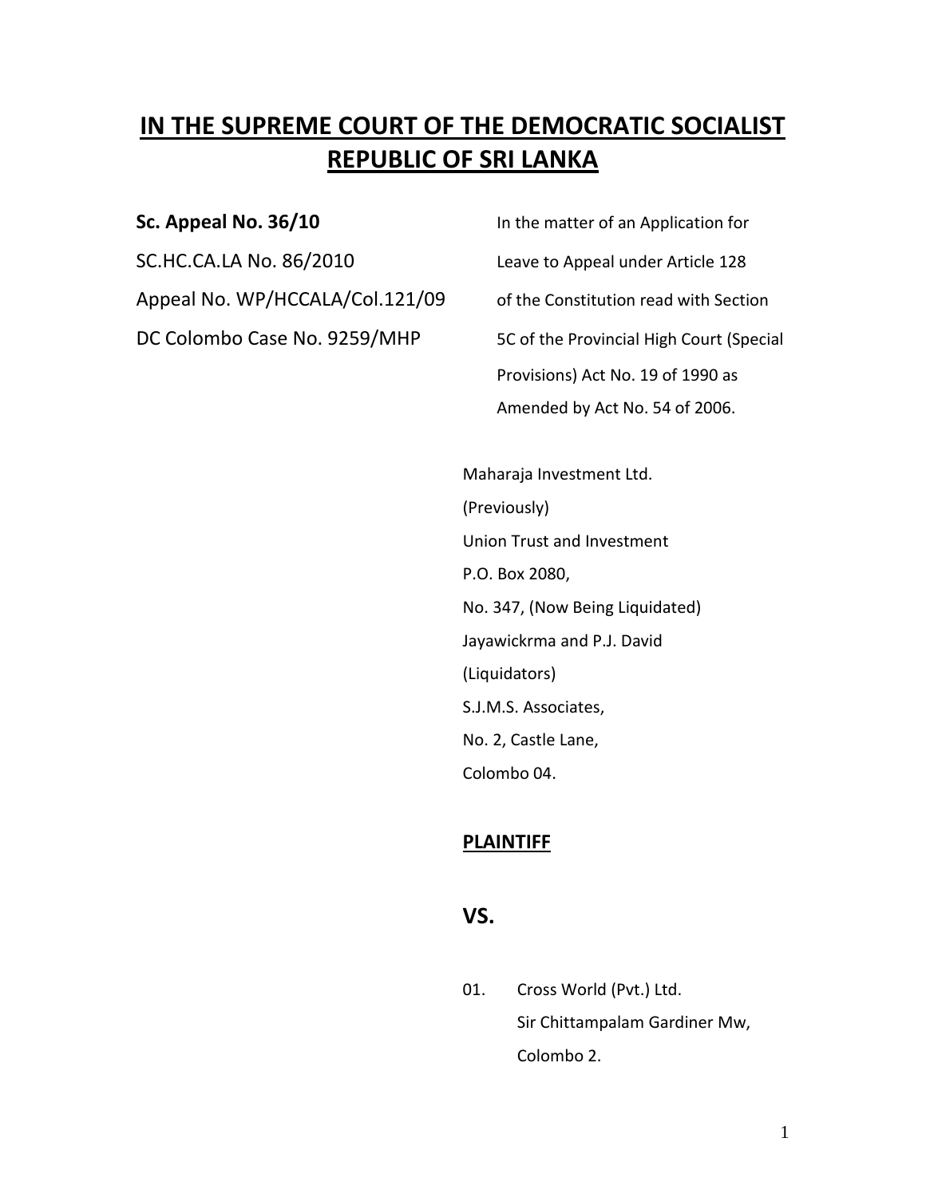# IN THE SUPREME COURT OF THE DEMOCRATIC SOCIALIST REPUBLIC OF SRI LANKA

**Sc. Appeal No. 36/10**

SC.HC.CA.LA No. 86/2010

Appeal No. WP/HCCALA/Col.121/09

DC Colombo Case No. 9259/MHP

In the matter of an Application for Leave to Appeal under Article 128 of the Constitution read with Section 5C of the Provincial High Court (Special Provisions) Act No. 19 of 1990 as Amended by Act No. 54 of 2006.

Maharaja Investment Ltd.
(Previously)
Union Trust and Investment
P.O. Box 2080,
No. 347, (Now Being Liquidated)
Jayawickrma and P.J. David
(Liquidators)
S.J.M.S. Associates,
No. 2, Castle Lane,
Colombo 04.

**PLAINTIFF**

**VS.**

01. Cross World (Pvt.) Ltd.
    Sir Chittampalam Gardiner Mw,
    Colombo 2.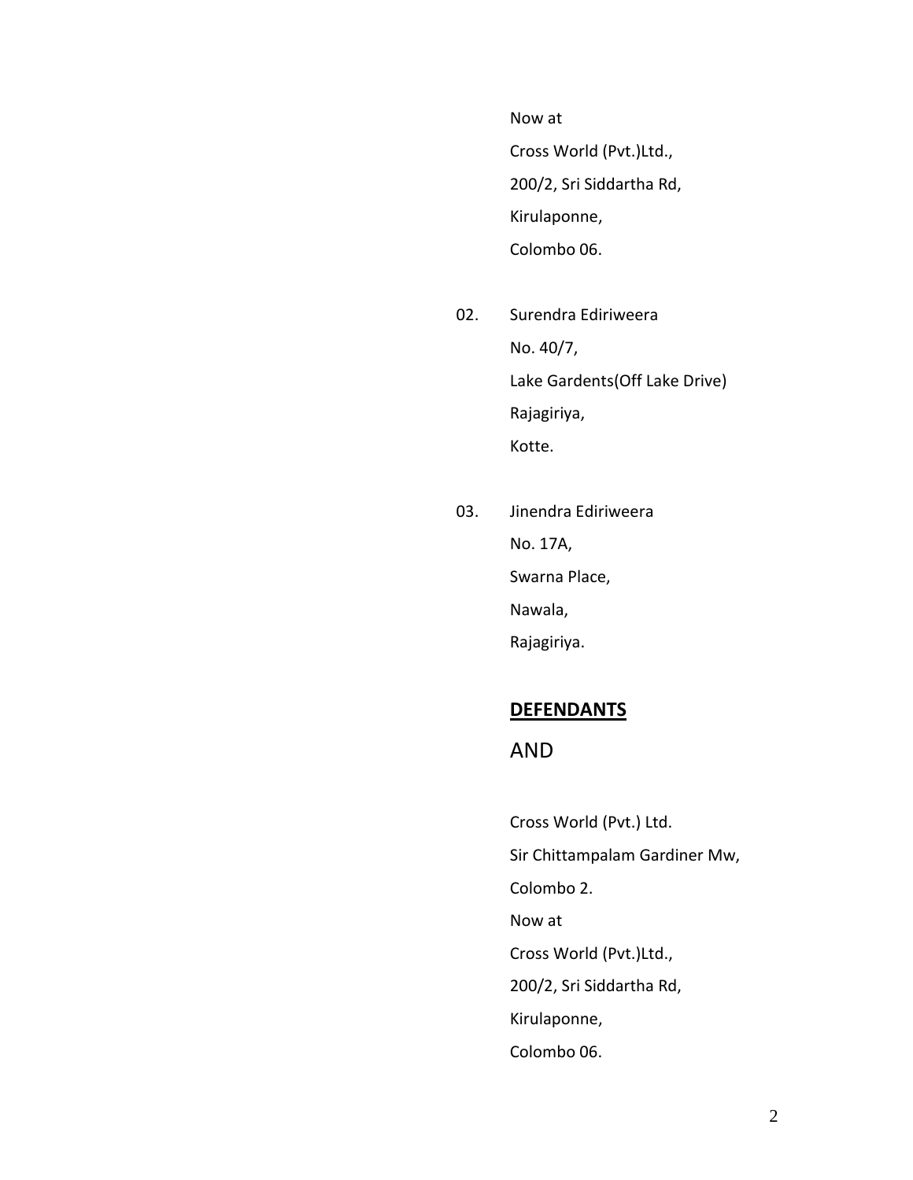Now at

Cross World (Pvt.)Ltd.,

200/2, Sri Siddartha Rd,

Kirulaponne,

Colombo 06.

02. Surendra Ediriweera

No. 40/7,

Lake Gardents(Off Lake Drive)

Rajagiriya,

Kotte.

03. Jinendra Ediriweera

No. 17A,

Swarna Place,

Nawala,

Rajagiriya.

**DEFENDANTS**

AND

Cross World (Pvt.) Ltd.

Sir Chittampalam Gardiner Mw,

Colombo 2.

Now at

Cross World (Pvt.)Ltd.,

200/2, Sri Siddartha Rd,

Kirulaponne,

Colombo 06.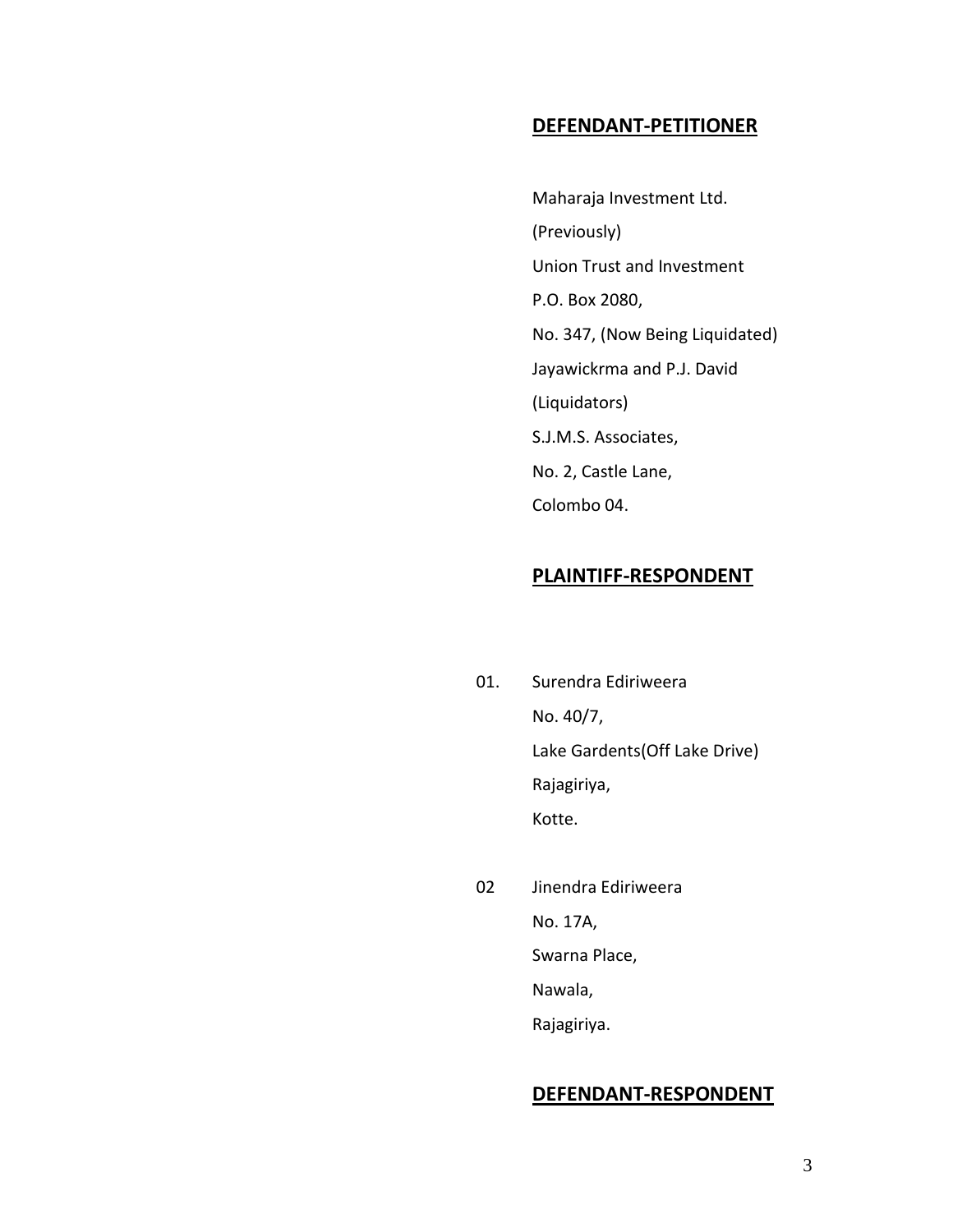**DEFENDANT-PETITIONER**

Maharaja Investment Ltd.

(Previously)

Union Trust and Investment

P.O. Box 2080,

No. 347, (Now Being Liquidated)

Jayawickrma and P.J. David

(Liquidators)

S.J.M.S. Associates,

No. 2, Castle Lane,

Colombo 04.

**PLAINTIFF-RESPONDENT**

01. Surendra Ediriweera
    No. 40/7,
    Lake Gardents(Off Lake Drive)
    Rajagiriya,
    Kotte.

02 Jinendra Ediriweera
    No. 17A,
    Swarna Place,
    Nawala,
    Rajagiriya.

**DEFENDANT-RESPONDENT**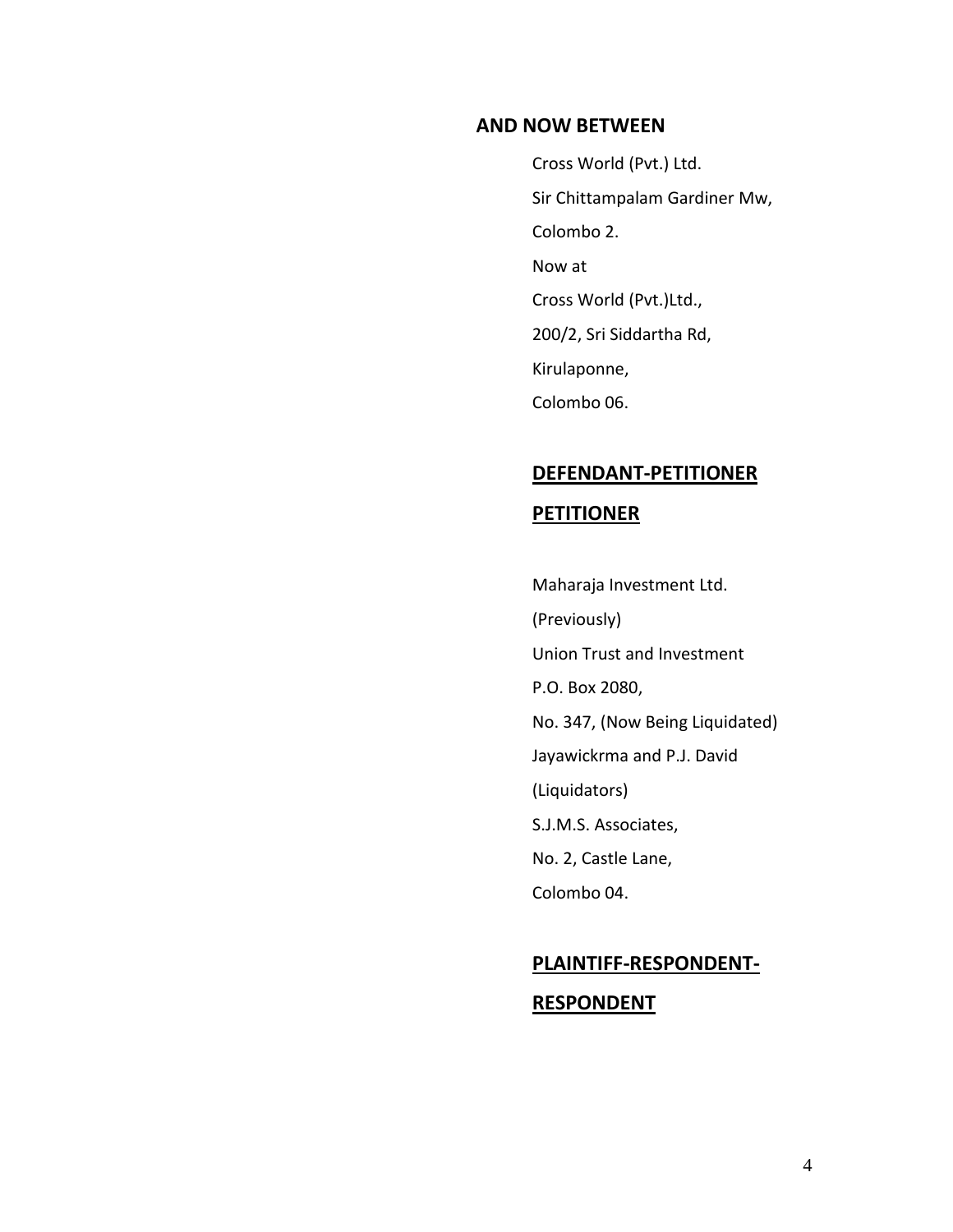**AND NOW BETWEEN**

Cross World (Pvt.) Ltd.

Sir Chittampalam Gardiner Mw,

Colombo 2.

Now at

Cross World (Pvt.)Ltd.,

200/2, Sri Siddartha Rd,

Kirulaponne,

Colombo 06.

**DEFENDANT-PETITIONER**

**PETITIONER**

Maharaja Investment Ltd.

(Previously)

Union Trust and Investment

P.O. Box 2080,

No. 347, (Now Being Liquidated)

Jayawickrma and P.J. David

(Liquidators)

S.J.M.S. Associates,

No. 2, Castle Lane,

Colombo 04.

**PLAINTIFF-RESPONDENT-**

**RESPONDENT**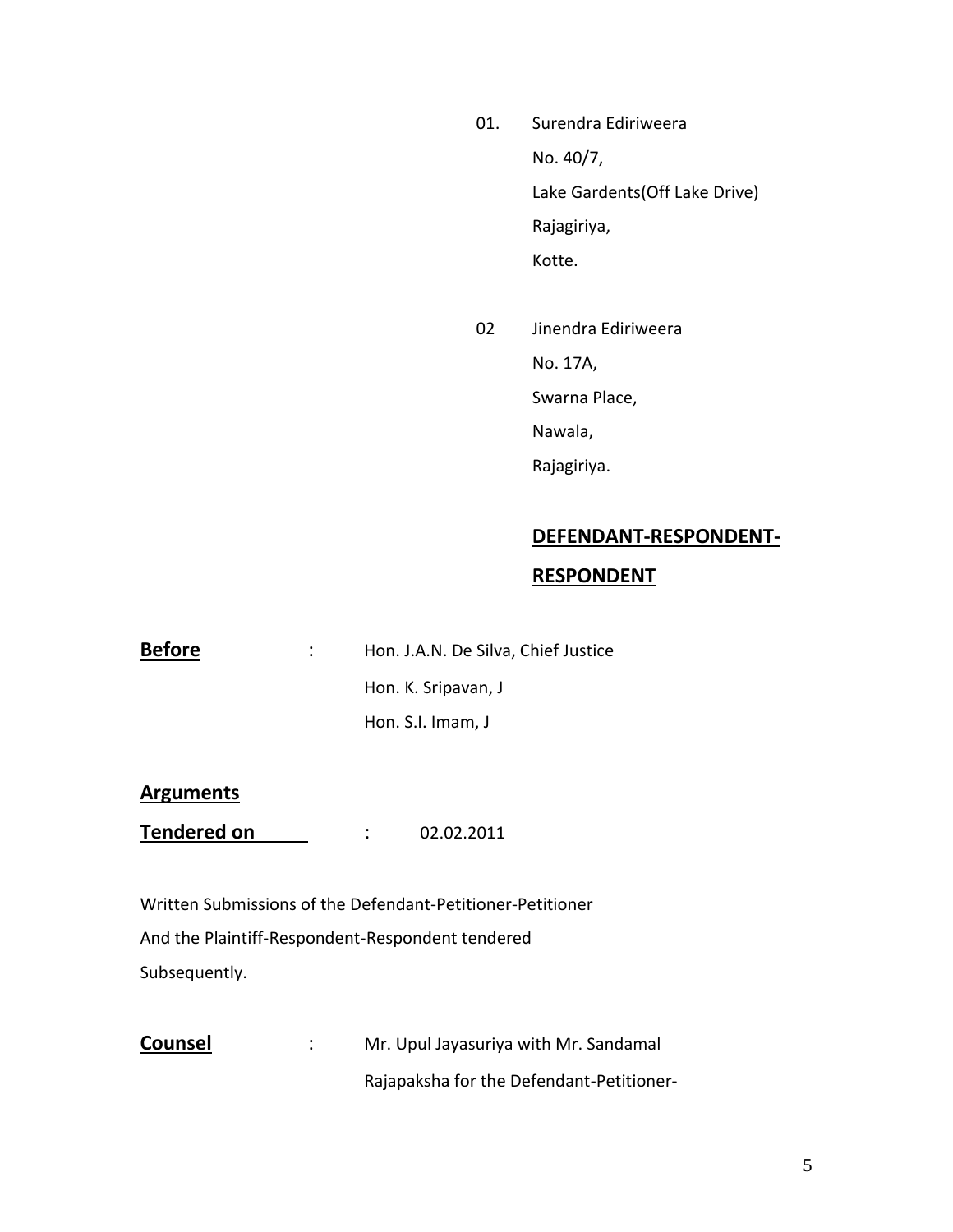01. Surendra Ediriweera
    No. 40/7,
    Lake Gardents(Off Lake Drive)
    Rajagiriya,
    Kotte.

02 Jinendra Ediriweera
    No. 17A,
    Swarna Place,
    Nawala,
    Rajagiriya.

**DEFENDANT-RESPONDENT-RESPONDENT**

**Before** : Hon. J.A.N. De Silva, Chief Justice
Hon. K. Sripavan, J
Hon. S.I. Imam, J

**Arguments**
**Tendered on** : 02.02.2011

Written Submissions of the Defendant-Petitioner-Petitioner
And the Plaintiff-Respondent-Respondent tendered
Subsequently.

**Counsel** : Mr. Upul Jayasuriya with Mr. Sandamal
Rajapaksha for the Defendant-Petitioner-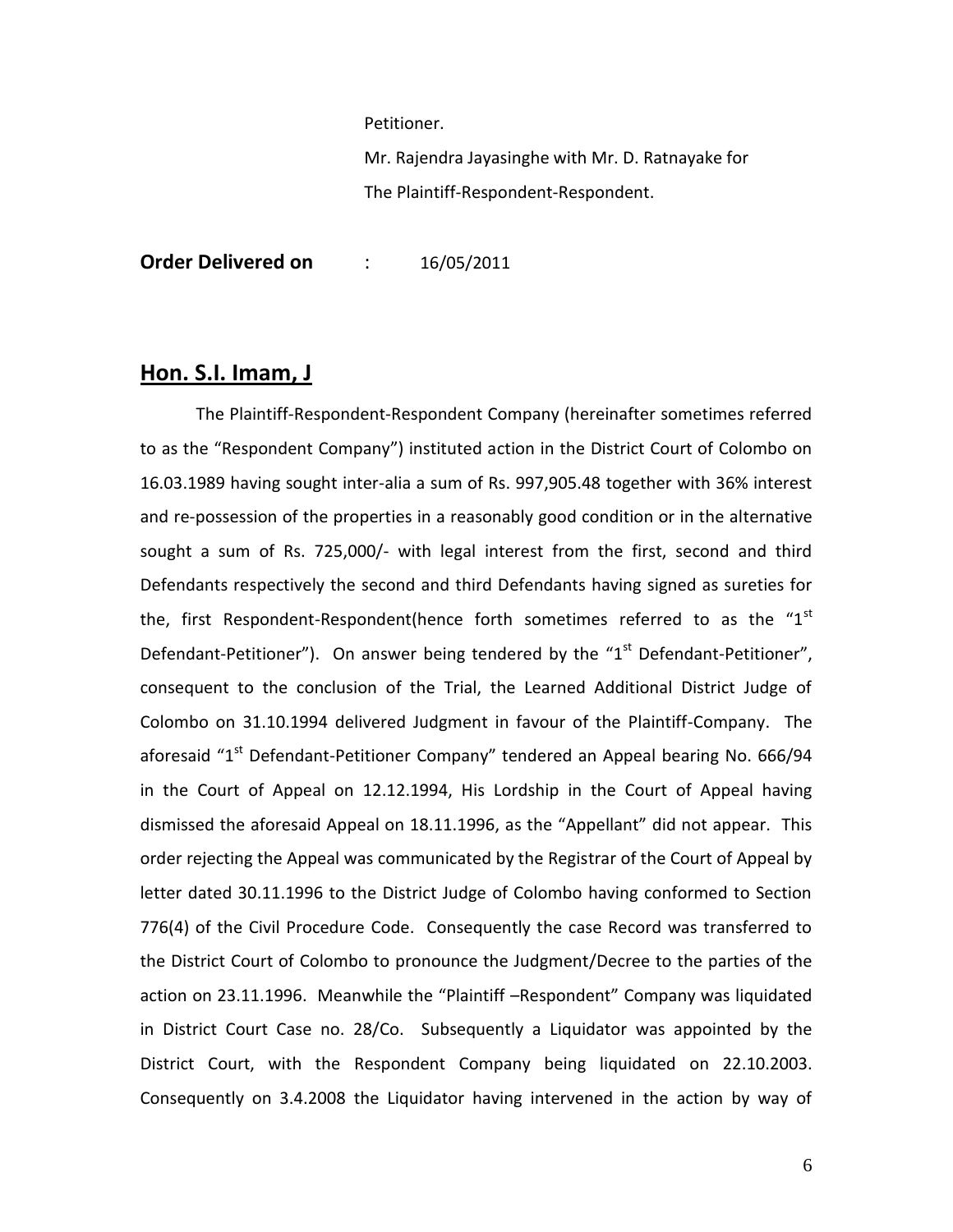Petitioner.

Mr. Rajendra Jayasinghe with Mr. D. Ratnayake for
The Plaintiff-Respondent-Respondent.

**Order Delivered on** : 16/05/2011

## **Hon. S.I. Imam, J**

The Plaintiff-Respondent-Respondent Company (hereinafter sometimes referred to as the "Respondent Company") instituted action in the District Court of Colombo on 16.03.1989 having sought inter-alia a sum of Rs. 997,905.48 together with 36% interest and re-possession of the properties in a reasonably good condition or in the alternative sought a sum of Rs. 725,000/- with legal interest from the first, second and third Defendants respectively the second and third Defendants having signed as sureties for the, first Respondent-Respondent(hence forth sometimes referred to as the "1st Defendant-Petitioner"). On answer being tendered by the "1st Defendant-Petitioner", consequent to the conclusion of the Trial, the Learned Additional District Judge of Colombo on 31.10.1994 delivered Judgment in favour of the Plaintiff-Company. The aforesaid "1st Defendant-Petitioner Company" tendered an Appeal bearing No. 666/94 in the Court of Appeal on 12.12.1994, His Lordship in the Court of Appeal having dismissed the aforesaid Appeal on 18.11.1996, as the "Appellant" did not appear. This order rejecting the Appeal was communicated by the Registrar of the Court of Appeal by letter dated 30.11.1996 to the District Judge of Colombo having conformed to Section 776(4) of the Civil Procedure Code. Consequently the case Record was transferred to the District Court of Colombo to pronounce the Judgment/Decree to the parties of the action on 23.11.1996. Meanwhile the "Plaintiff –Respondent" Company was liquidated in District Court Case no. 28/Co. Subsequently a Liquidator was appointed by the District Court, with the Respondent Company being liquidated on 22.10.2003. Consequently on 3.4.2008 the Liquidator having intervened in the action by way of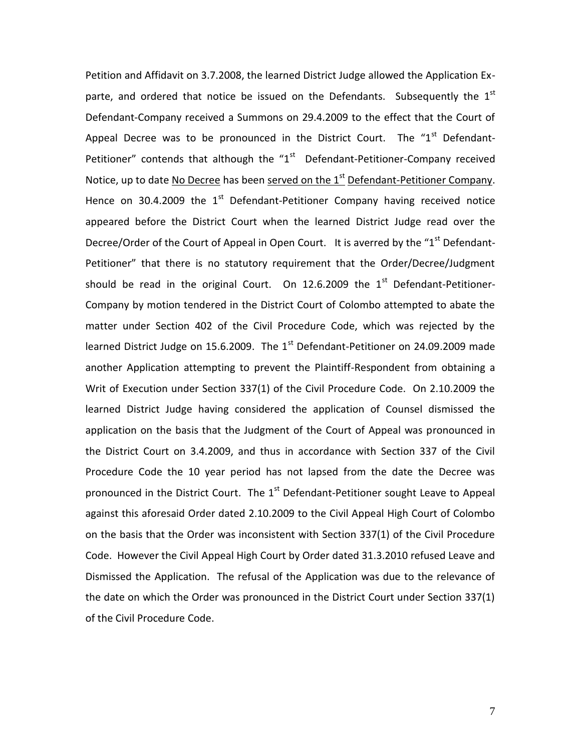Petition and Affidavit on 3.7.2008, the learned District Judge allowed the Application Ex-parte, and ordered that notice be issued on the Defendants. Subsequently the 1st Defendant-Company received a Summons on 29.4.2009 to the effect that the Court of Appeal Decree was to be pronounced in the District Court. The "1st Defendant-Petitioner" contends that although the "1st Defendant-Petitioner-Company received Notice, up to date No Decree has been served on the 1st Defendant-Petitioner Company. Hence on 30.4.2009 the 1st Defendant-Petitioner Company having received notice appeared before the District Court when the learned District Judge read over the Decree/Order of the Court of Appeal in Open Court. It is averred by the "1st Defendant-Petitioner" that there is no statutory requirement that the Order/Decree/Judgment should be read in the original Court. On 12.6.2009 the 1st Defendant-Petitioner-Company by motion tendered in the District Court of Colombo attempted to abate the matter under Section 402 of the Civil Procedure Code, which was rejected by the learned District Judge on 15.6.2009. The 1st Defendant-Petitioner on 24.09.2009 made another Application attempting to prevent the Plaintiff-Respondent from obtaining a Writ of Execution under Section 337(1) of the Civil Procedure Code. On 2.10.2009 the learned District Judge having considered the application of Counsel dismissed the application on the basis that the Judgment of the Court of Appeal was pronounced in the District Court on 3.4.2009, and thus in accordance with Section 337 of the Civil Procedure Code the 10 year period has not lapsed from the date the Decree was pronounced in the District Court. The 1st Defendant-Petitioner sought Leave to Appeal against this aforesaid Order dated 2.10.2009 to the Civil Appeal High Court of Colombo on the basis that the Order was inconsistent with Section 337(1) of the Civil Procedure Code. However the Civil Appeal High Court by Order dated 31.3.2010 refused Leave and Dismissed the Application. The refusal of the Application was due to the relevance of the date on which the Order was pronounced in the District Court under Section 337(1) of the Civil Procedure Code.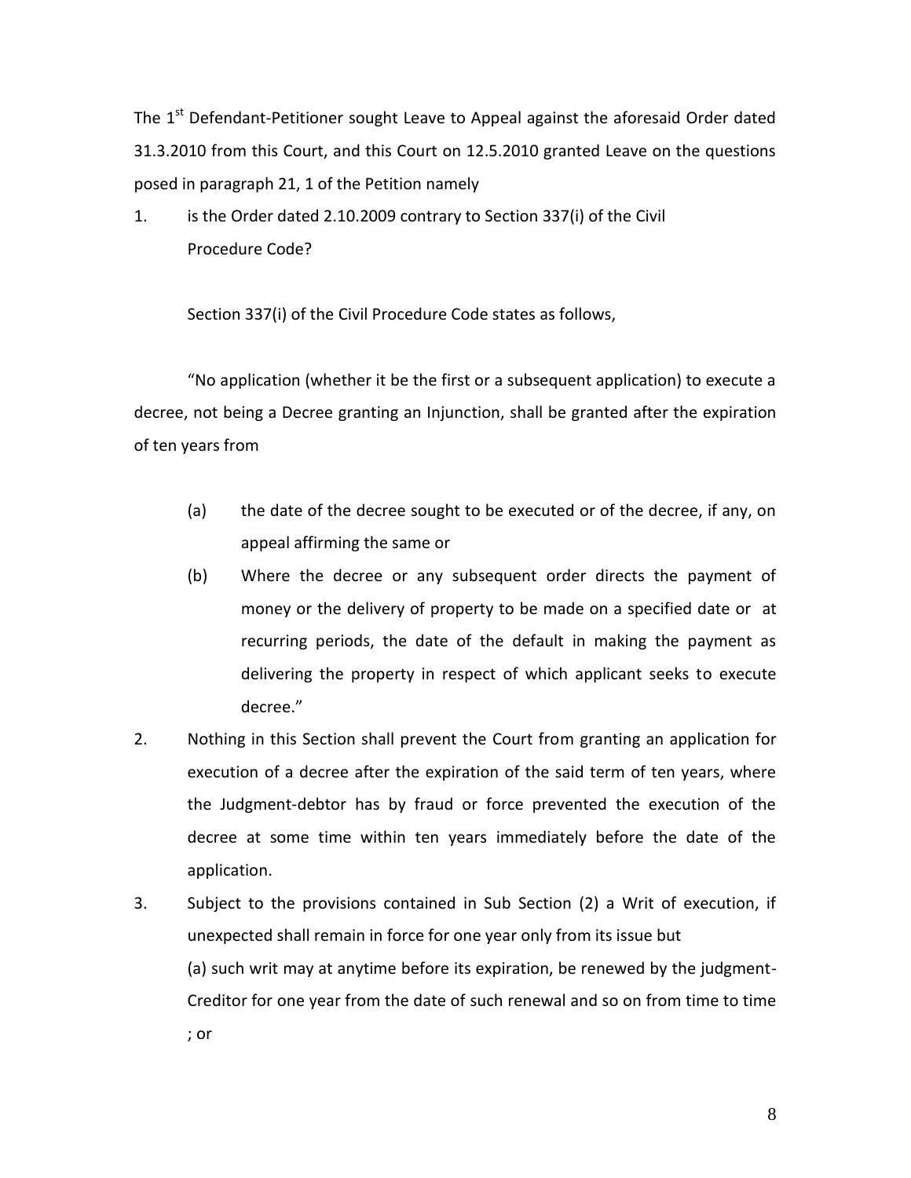The 1st Defendant-Petitioner sought Leave to Appeal against the aforesaid Order dated 31.3.2010 from this Court, and this Court on 12.5.2010 granted Leave on the questions posed in paragraph 21, 1 of the Petition namely

1. is the Order dated 2.10.2009 contrary to Section 337(i) of the Civil Procedure Code?

Section 337(i) of the Civil Procedure Code states as follows,

"No application (whether it be the first or a subsequent application) to execute a decree, not being a Decree granting an Injunction, shall be granted after the expiration of ten years from

(a) the date of the decree sought to be executed or of the decree, if any, on appeal affirming the same or

(b) Where the decree or any subsequent order directs the payment of money or the delivery of property to be made on a specified date or at recurring periods, the date of the default in making the payment as delivering the property in respect of which applicant seeks to execute decree."

2. Nothing in this Section shall prevent the Court from granting an application for execution of a decree after the expiration of the said term of ten years, where the Judgment-debtor has by fraud or force prevented the execution of the decree at some time within ten years immediately before the date of the application.

3. Subject to the provisions contained in Sub Section (2) a Writ of execution, if unexpected shall remain in force for one year only from its issue but

   (a) such writ may at anytime before its expiration, be renewed by the judgment-Creditor for one year from the date of such renewal and so on from time to time ; or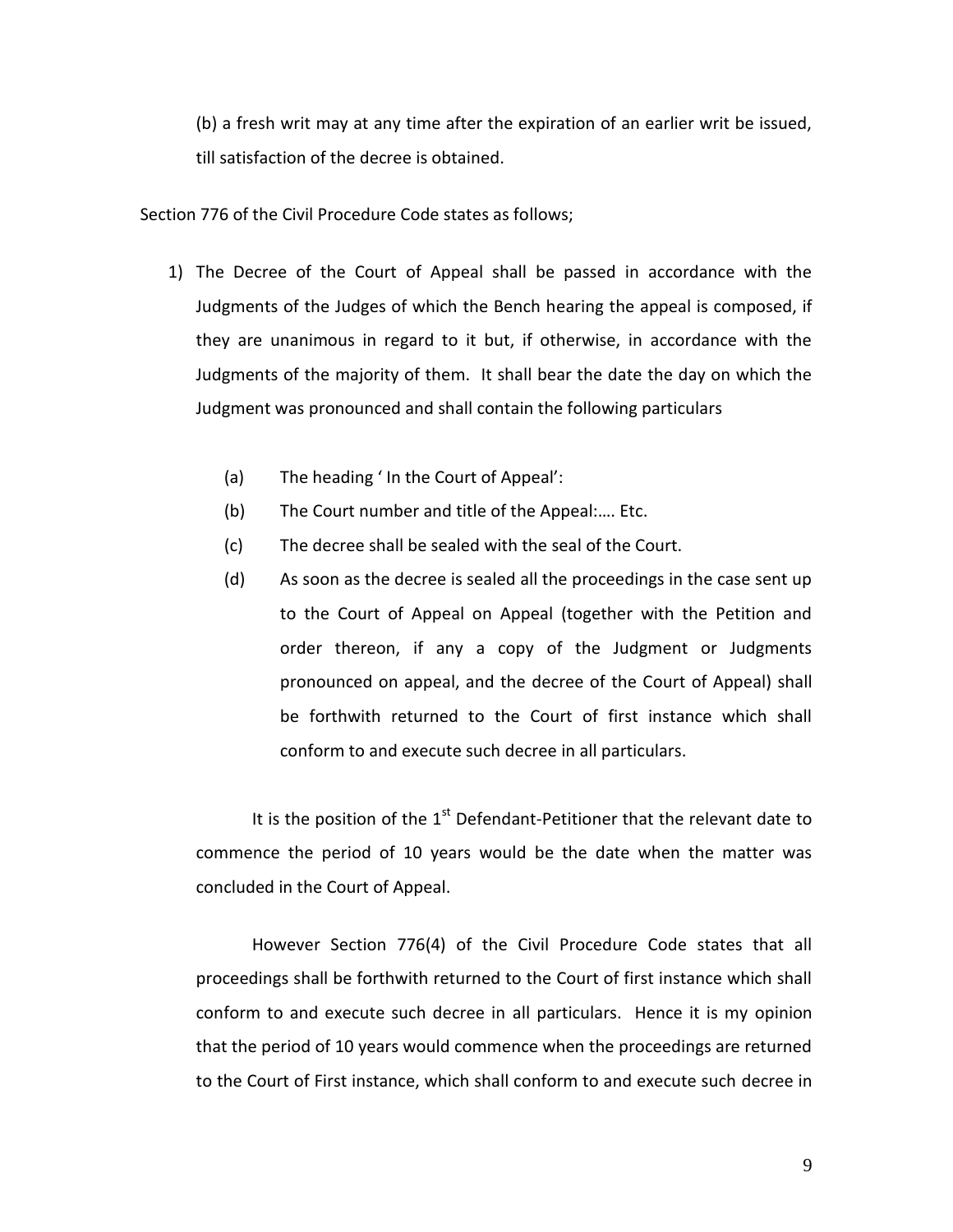(b) a fresh writ may at any time after the expiration of an earlier writ be issued, till satisfaction of the decree is obtained.

Section 776 of the Civil Procedure Code states as follows;

1) The Decree of the Court of Appeal shall be passed in accordance with the Judgments of the Judges of which the Bench hearing the appeal is composed, if they are unanimous in regard to it but, if otherwise, in accordance with the Judgments of the majority of them. It shall bear the date the day on which the Judgment was pronounced and shall contain the following particulars

   (a) The heading ' In the Court of Appeal':
   (b) The Court number and title of the Appeal:…. Etc.
   (c) The decree shall be sealed with the seal of the Court.
   (d) As soon as the decree is sealed all the proceedings in the case sent up to the Court of Appeal on Appeal (together with the Petition and order thereon, if any a copy of the Judgment or Judgments pronounced on appeal, and the decree of the Court of Appeal) shall be forthwith returned to the Court of first instance which shall conform to and execute such decree in all particulars.

It is the position of the 1st Defendant-Petitioner that the relevant date to commence the period of 10 years would be the date when the matter was concluded in the Court of Appeal.

However Section 776(4) of the Civil Procedure Code states that all proceedings shall be forthwith returned to the Court of first instance which shall conform to and execute such decree in all particulars. Hence it is my opinion that the period of 10 years would commence when the proceedings are returned to the Court of First instance, which shall conform to and execute such decree in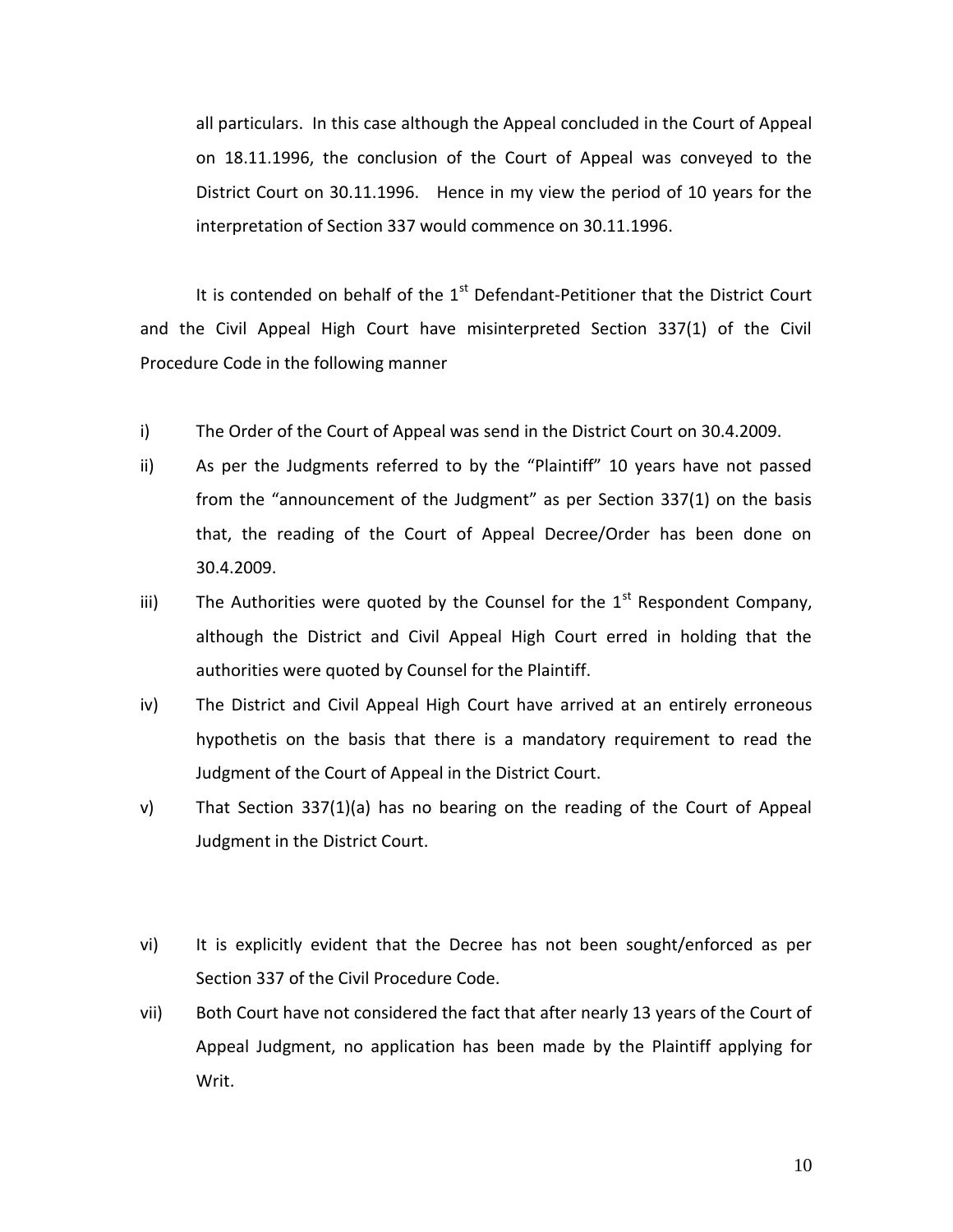all particulars. In this case although the Appeal concluded in the Court of Appeal on 18.11.1996, the conclusion of the Court of Appeal was conveyed to the District Court on 30.11.1996. Hence in my view the period of 10 years for the interpretation of Section 337 would commence on 30.11.1996.

It is contended on behalf of the 1st Defendant-Petitioner that the District Court and the Civil Appeal High Court have misinterpreted Section 337(1) of the Civil Procedure Code in the following manner

i) The Order of the Court of Appeal was send in the District Court on 30.4.2009.

ii) As per the Judgments referred to by the "Plaintiff" 10 years have not passed from the "announcement of the Judgment" as per Section 337(1) on the basis that, the reading of the Court of Appeal Decree/Order has been done on 30.4.2009.

iii) The Authorities were quoted by the Counsel for the 1st Respondent Company, although the District and Civil Appeal High Court erred in holding that the authorities were quoted by Counsel for the Plaintiff.

iv) The District and Civil Appeal High Court have arrived at an entirely erroneous hypothetis on the basis that there is a mandatory requirement to read the Judgment of the Court of Appeal in the District Court.

v) That Section 337(1)(a) has no bearing on the reading of the Court of Appeal Judgment in the District Court.

vi) It is explicitly evident that the Decree has not been sought/enforced as per Section 337 of the Civil Procedure Code.

vii) Both Court have not considered the fact that after nearly 13 years of the Court of Appeal Judgment, no application has been made by the Plaintiff applying for Writ.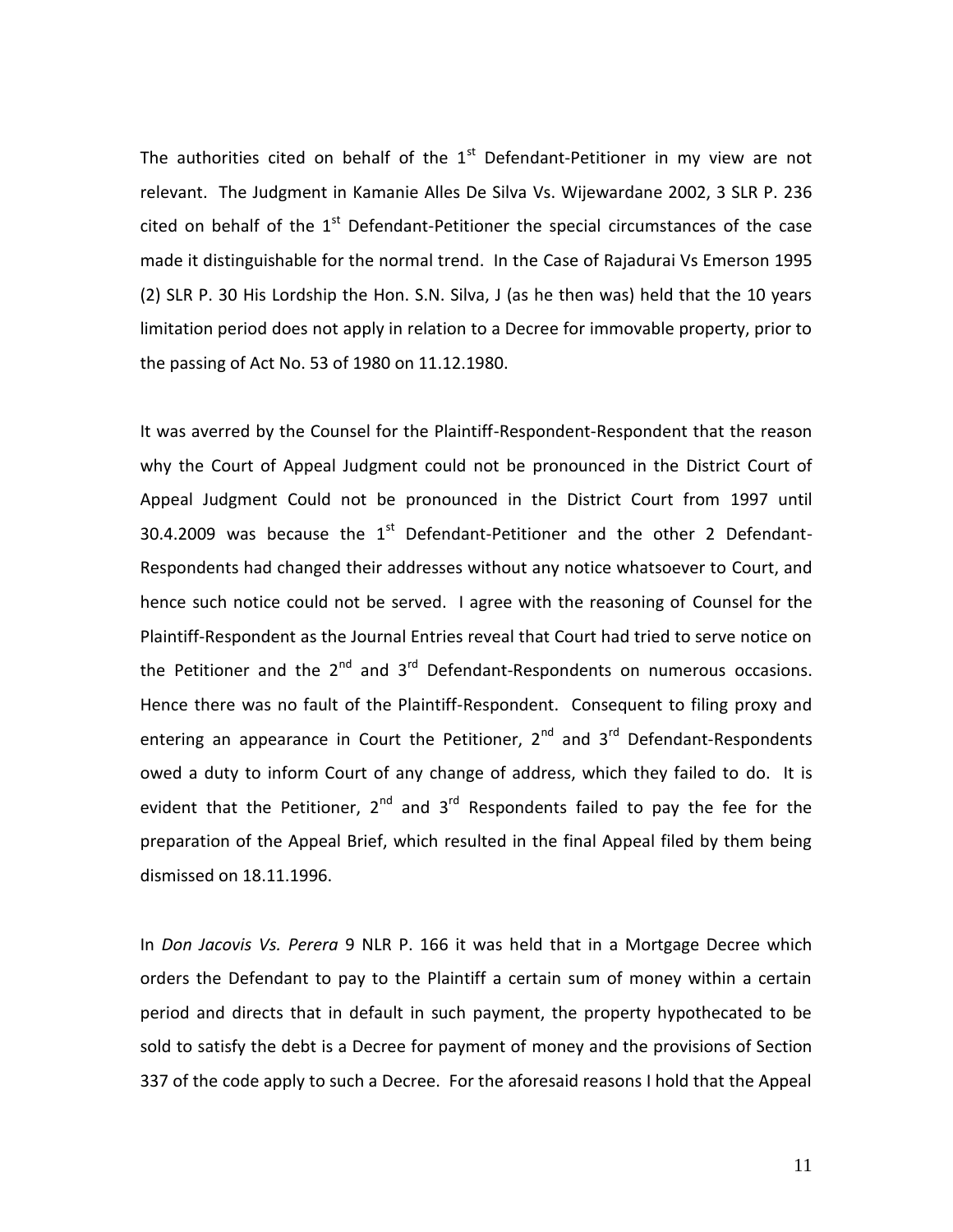The authorities cited on behalf of the 1st Defendant-Petitioner in my view are not relevant. The Judgment in Kamanie Alles De Silva Vs. Wijewardane 2002, 3 SLR P. 236 cited on behalf of the 1st Defendant-Petitioner the special circumstances of the case made it distinguishable for the normal trend. In the Case of Rajadurai Vs Emerson 1995 (2) SLR P. 30 His Lordship the Hon. S.N. Silva, J (as he then was) held that the 10 years limitation period does not apply in relation to a Decree for immovable property, prior to the passing of Act No. 53 of 1980 on 11.12.1980.

It was averred by the Counsel for the Plaintiff-Respondent-Respondent that the reason why the Court of Appeal Judgment could not be pronounced in the District Court of Appeal Judgment Could not be pronounced in the District Court from 1997 until 30.4.2009 was because the 1st Defendant-Petitioner and the other 2 Defendant-Respondents had changed their addresses without any notice whatsoever to Court, and hence such notice could not be served. I agree with the reasoning of Counsel for the Plaintiff-Respondent as the Journal Entries reveal that Court had tried to serve notice on the Petitioner and the 2nd and 3rd Defendant-Respondents on numerous occasions. Hence there was no fault of the Plaintiff-Respondent. Consequent to filing proxy and entering an appearance in Court the Petitioner, 2nd and 3rd Defendant-Respondents owed a duty to inform Court of any change of address, which they failed to do. It is evident that the Petitioner, 2nd and 3rd Respondents failed to pay the fee for the preparation of the Appeal Brief, which resulted in the final Appeal filed by them being dismissed on 18.11.1996.

In *Don Jacovis Vs. Perera* 9 NLR P. 166 it was held that in a Mortgage Decree which orders the Defendant to pay to the Plaintiff a certain sum of money within a certain period and directs that in default in such payment, the property hypothecated to be sold to satisfy the debt is a Decree for payment of money and the provisions of Section 337 of the code apply to such a Decree. For the aforesaid reasons I hold that the Appeal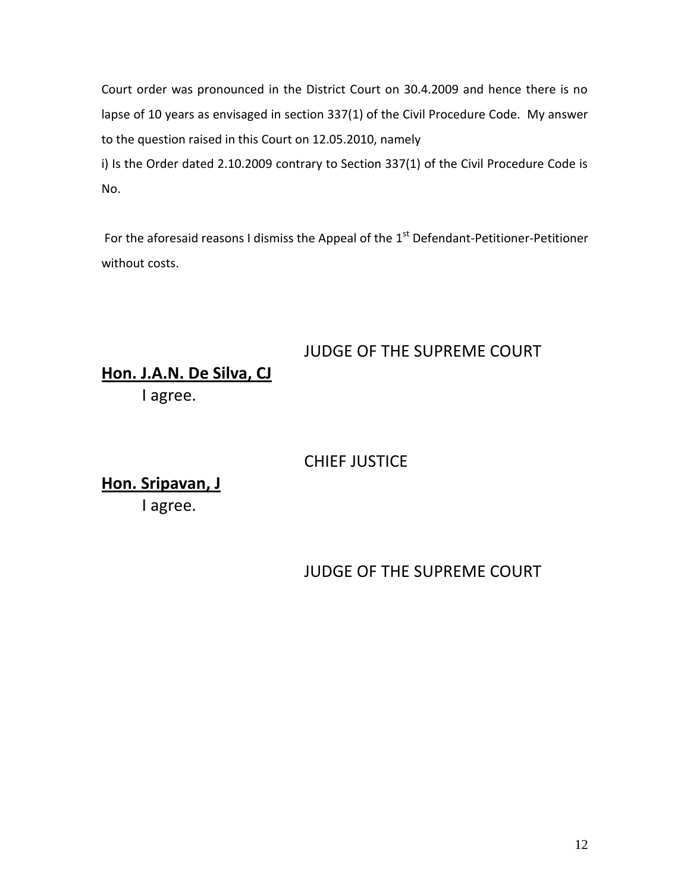Court order was pronounced in the District Court on 30.4.2009 and hence there is no lapse of 10 years as envisaged in section 337(1) of the Civil Procedure Code. My answer to the question raised in this Court on 12.05.2010, namely

i) Is the Order dated 2.10.2009 contrary to Section 337(1) of the Civil Procedure Code is No.

For the aforesaid reasons I dismiss the Appeal of the 1st Defendant-Petitioner-Petitioner without costs.

JUDGE OF THE SUPREME COURT

**Hon. J.A.N. De Silva, CJ**

I agree.

CHIEF JUSTICE

**Hon. Sripavan, J**

I agree.

JUDGE OF THE SUPREME COURT